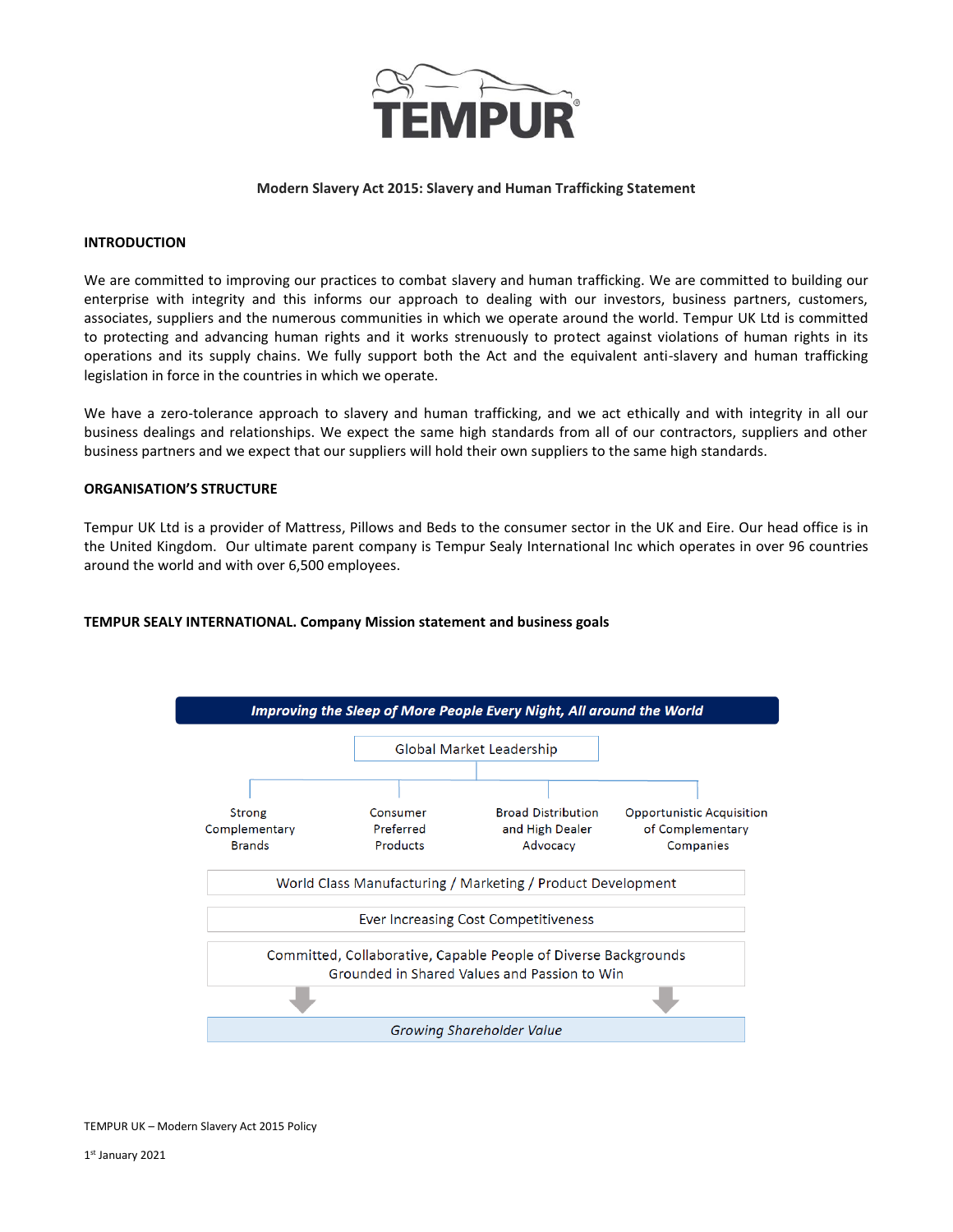TEMPUR

**Modern Slavery Act 2015: Slavery and Human Trafficking Statement**

## INTRODUCTION

We are committed to improving our practices to combat slavery and human trafficking. We are committed to building our enterprise with integrity and this informs our approach to dealing with our investors, business partners, customers, associates, suppliers and the numerous communities in which we operate around the world. Tempur UK Ltd is committed to protecting and advancing human rights and it works strenuously to protect against violations of human rights in its operations and its supply chains. We fully support both the Act and the equivalent anti-slavery and human trafficking legislation in force in the countries in which we operate.

We have a zero-tolerance approach to slavery and human trafficking, and we act ethically and with integrity in all our business dealings and relationships. We expect the same high standards from all of our contractors, suppliers and other business partners and we expect that our suppliers will hold their own suppliers to the same high standards.

## ORGANISATION'S STRUCTURE

Tempur UK Ltd is a provider of Mattress, Pillows and Beds to the consumer sector in the UK and Eire. Our head office is in the United Kingdom. Our ultimate parent company is Tempur Sealy International Inc which operates in over 96 countries around the world and with over 6,500 employees.

## TEMPUR SEALY INTERNATIONAL. Company Mission statement and business goals

***Improving the Sleep of More People Every Night, All around the World***

Global Market Leadership

- Strong Complementary Brands
- Consumer Preferred Products
- Broad Distribution and High Dealer Advocacy
- Opportunistic Acquisition of Complementary Companies

World Class Manufacturing / Marketing / Product Development

Ever Increasing Cost Competitiveness

Committed, Collaborative, Capable People of Diverse Backgrounds Grounded in Shared Values and Passion to Win

*Growing Shareholder Value*

TEMPUR UK – Modern Slavery Act 2015 Policy

1st January 2021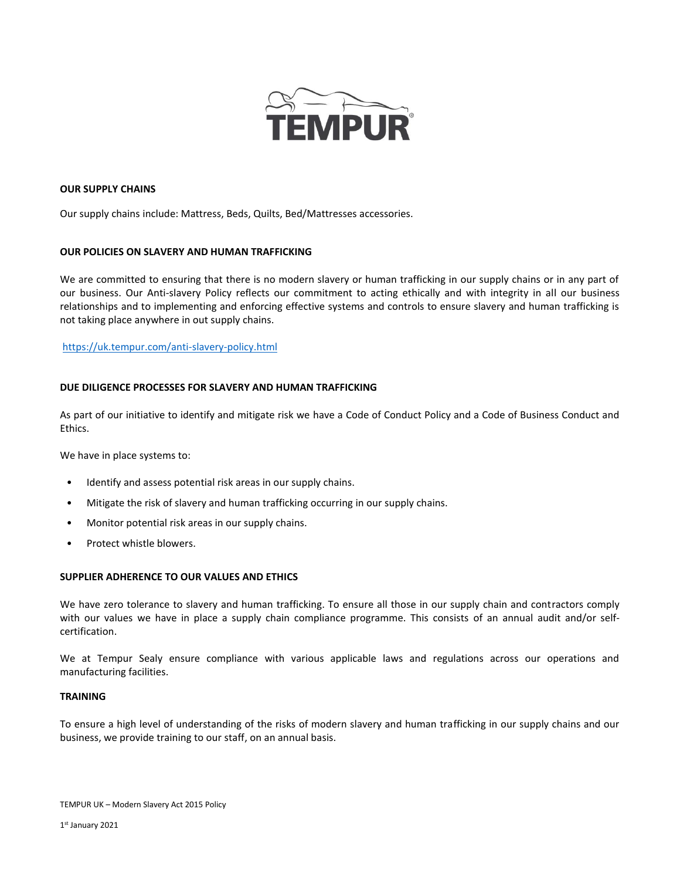## OUR SUPPLY CHAINS

Our supply chains include: Mattress, Beds, Quilts, Bed/Mattresses accessories.

## OUR POLICIES ON SLAVERY AND HUMAN TRAFFICKING

We are committed to ensuring that there is no modern slavery or human trafficking in our supply chains or in any part of our business. Our Anti-slavery Policy reflects our commitment to acting ethically and with integrity in all our business relationships and to implementing and enforcing effective systems and controls to ensure slavery and human trafficking is not taking place anywhere in out supply chains.

https://uk.tempur.com/anti-slavery-policy.html

## DUE DILIGENCE PROCESSES FOR SLAVERY AND HUMAN TRAFFICKING

As part of our initiative to identify and mitigate risk we have a Code of Conduct Policy and a Code of Business Conduct and Ethics.

We have in place systems to:

- Identify and assess potential risk areas in our supply chains.
- Mitigate the risk of slavery and human trafficking occurring in our supply chains.
- Monitor potential risk areas in our supply chains.
- Protect whistle blowers.

## SUPPLIER ADHERENCE TO OUR VALUES AND ETHICS

We have zero tolerance to slavery and human trafficking. To ensure all those in our supply chain and contractors comply with our values we have in place a supply chain compliance programme. This consists of an annual audit and/or self-certification.

We at Tempur Sealy ensure compliance with various applicable laws and regulations across our operations and manufacturing facilities.

## TRAINING

To ensure a high level of understanding of the risks of modern slavery and human trafficking in our supply chains and our business, we provide training to our staff, on an annual basis.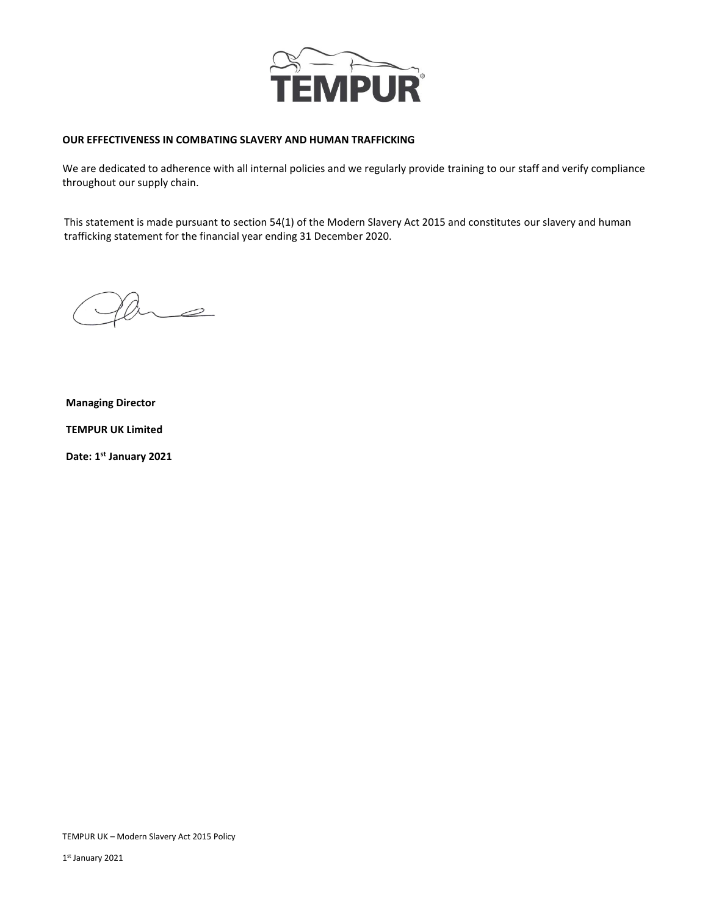**OUR EFFECTIVENESS IN COMBATING SLAVERY AND HUMAN TRAFFICKING**

We are dedicated to adherence with all internal policies and we regularly provide training to our staff and verify compliance throughout our supply chain.

This statement is made pursuant to section 54(1) of the Modern Slavery Act 2015 and constitutes our slavery and human trafficking statement for the financial year ending 31 December 2020.

**Managing Director**

**TEMPUR UK Limited**

**Date: 1st January 2021**